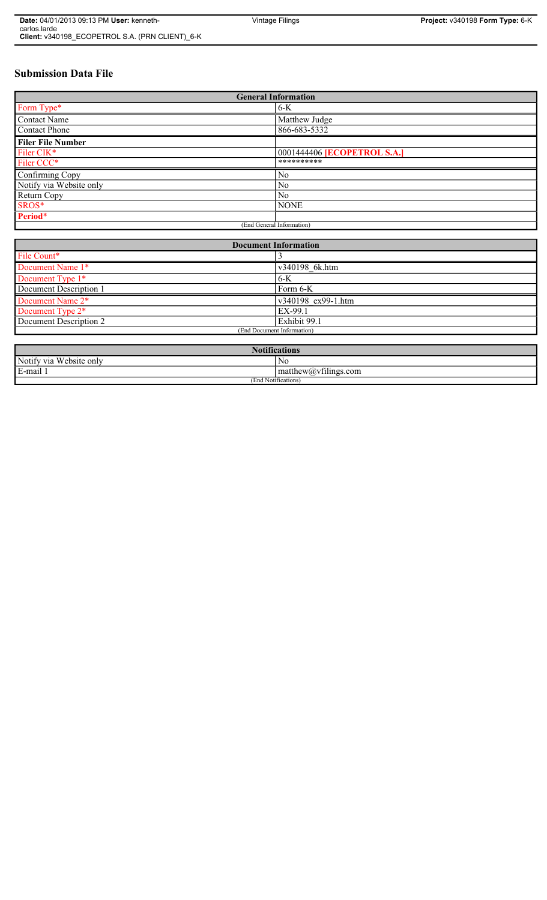# Submission Data File

| General Information | |
|---|---|
| Form Type* | 6-K |
| Contact Name | Matthew Judge |
| Contact Phone | 866-683-5332 |
| **Filer File Number** | |
| Filer CIK* | 0001444406 **[ECOPETROL S.A.]** |
| Filer CCC* | ********** |
| Confirming Copy | No |
| Notify via Website only | No |
| Return Copy | No |
| SROS* | NONE |
| **Period*** | |
| (End General Information) | |

| Document Information | |
|---|---|
| File Count* | 3 |
| Document Name 1* | v340198_6k.htm |
| Document Type 1* | 6-K |
| Document Description 1 | Form 6-K |
| Document Name 2* | v340198_ex99-1.htm |
| Document Type 2* | EX-99.1 |
| Document Description 2 | Exhibit 99.1 |
| (End Document Information) | |

| Notifications | |
|---|---|
| Notify via Website only | No |
| E-mail 1 | matthew@vfilings.com |
| (End Notifications) | |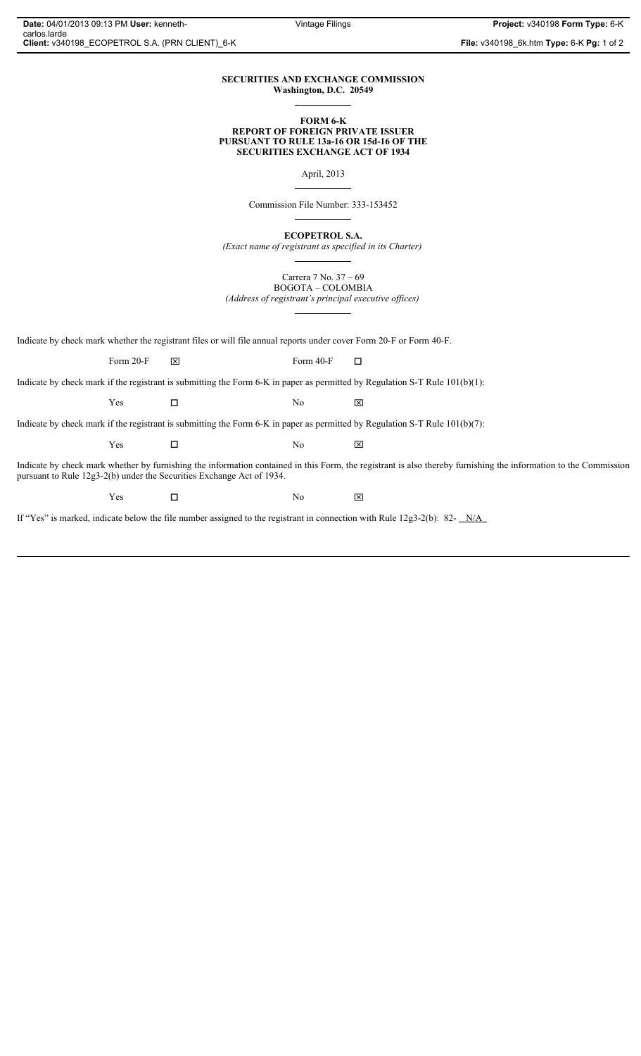**SECURITIES AND EXCHANGE COMMISSION**
**Washington, D.C. 20549**

**FORM 6-K**
**REPORT OF FOREIGN PRIVATE ISSUER**
**PURSUANT TO RULE 13a-16 OR 15d-16 OF THE**
**SECURITIES EXCHANGE ACT OF 1934**

April, 2013

Commission File Number: 333-153452

**ECOPETROL S.A.**
*(Exact name of registrant as specified in its Charter)*

Carrera 7 No. 37 – 69
BOGOTA – COLOMBIA
*(Address of registrant's principal executive offices)*

Indicate by check mark whether the registrant files or will file annual reports under cover Form 20-F or Form 40-F.

Form 20-F ☒ Form 40-F ☐

Indicate by check mark if the registrant is submitting the Form 6-K in paper as permitted by Regulation S-T Rule 101(b)(1):

Yes ☐ No ☒

Indicate by check mark if the registrant is submitting the Form 6-K in paper as permitted by Regulation S-T Rule 101(b)(7):

Yes ☐ No ☒

Indicate by check mark whether by furnishing the information contained in this Form, the registrant is also thereby furnishing the information to the Commission pursuant to Rule 12g3-2(b) under the Securities Exchange Act of 1934.

Yes ☐ No ☒

If "Yes" is marked, indicate below the file number assigned to the registrant in connection with Rule 12g3-2(b): 82- N/A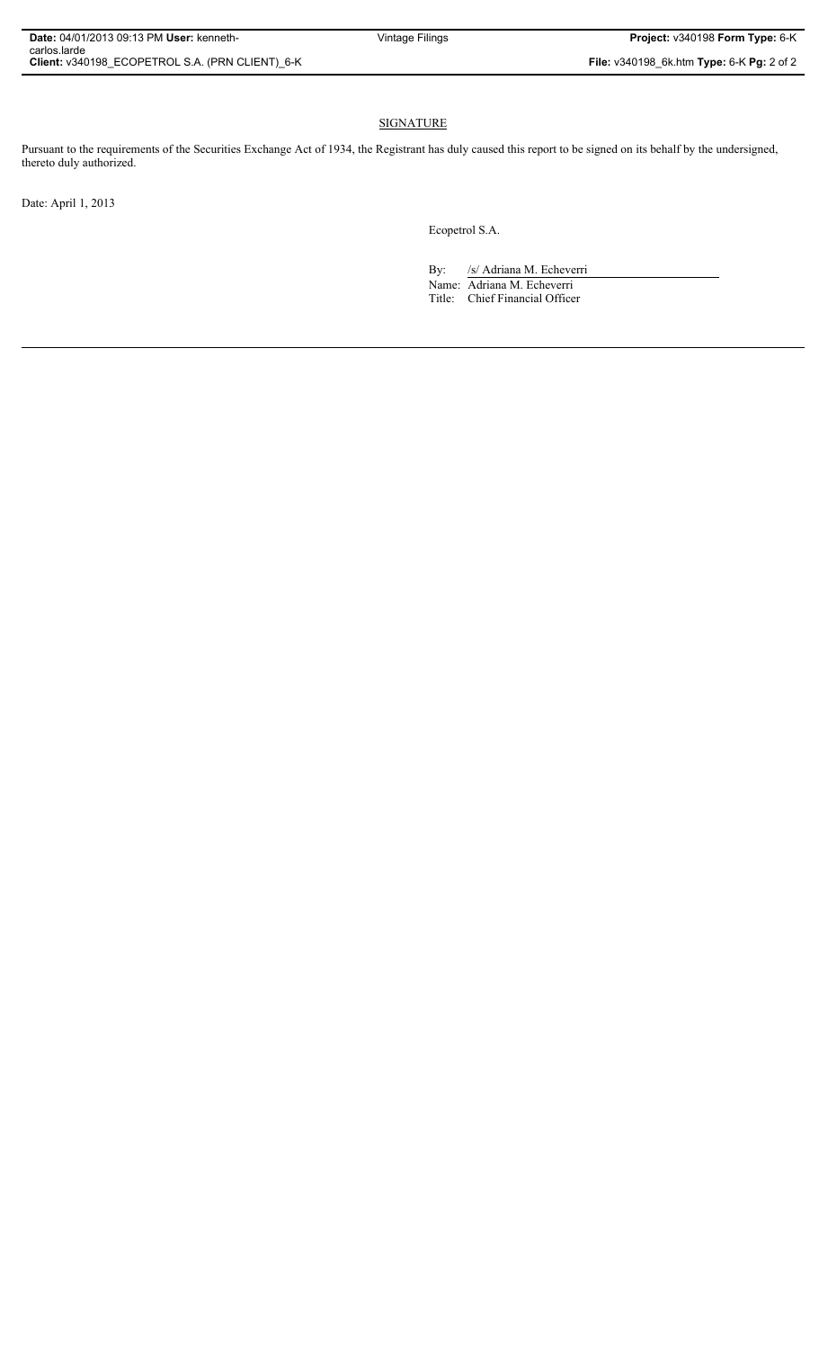## SIGNATURE

Pursuant to the requirements of the Securities Exchange Act of 1934, the Registrant has duly caused this report to be signed on its behalf by the undersigned, thereto duly authorized.

Date: April 1, 2013

Ecopetrol S.A.

By: /s/ Adriana M. Echeverri

Name: Adriana M. Echeverri

Title: Chief Financial Officer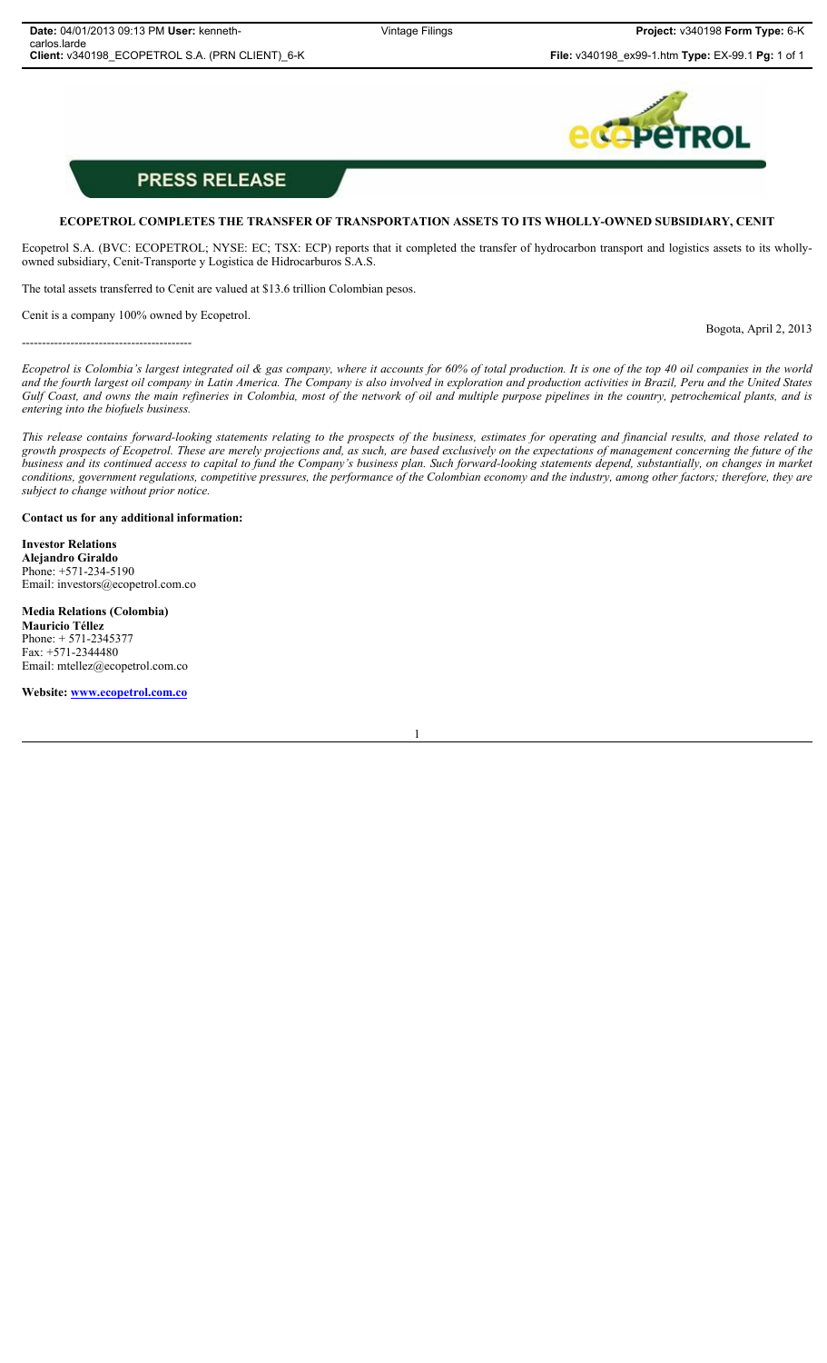# PRESS RELEASE

**ECOPETROL COMPLETES THE TRANSFER OF TRANSPORTATION ASSETS TO ITS WHOLLY-OWNED SUBSIDIARY, CENIT**

Ecopetrol S.A. (BVC: ECOPETROL; NYSE: EC; TSX: ECP) reports that it completed the transfer of hydrocarbon transport and logistics assets to its wholly-owned subsidiary, Cenit-Transporte y Logistica de Hidrocarburos S.A.S.

The total assets transferred to Cenit are valued at $13.6 trillion Colombian pesos.

Cenit is a company 100% owned by Ecopetrol.

Bogota, April 2, 2013

-----------------------------------------

*Ecopetrol is Colombia's largest integrated oil & gas company, where it accounts for 60% of total production. It is one of the top 40 oil companies in the world and the fourth largest oil company in Latin America. The Company is also involved in exploration and production activities in Brazil, Peru and the United States Gulf Coast, and owns the main refineries in Colombia, most of the network of oil and multiple purpose pipelines in the country, petrochemical plants, and is entering into the biofuels business.*

*This release contains forward-looking statements relating to the prospects of the business, estimates for operating and financial results, and those related to growth prospects of Ecopetrol. These are merely projections and, as such, are based exclusively on the expectations of management concerning the future of the business and its continued access to capital to fund the Company's business plan. Such forward-looking statements depend, substantially, on changes in market conditions, government regulations, competitive pressures, the performance of the Colombian economy and the industry, among other factors; therefore, they are subject to change without prior notice.*

**Contact us for any additional information:**

**Investor Relations**
**Alejandro Giraldo**
Phone: +571-234-5190
Email: investors@ecopetrol.com.co

**Media Relations (Colombia)**
**Mauricio Téllez**
Phone: + 571-2345377
Fax: +571-2344480
Email: mtellez@ecopetrol.com.co

**Website: www.ecopetrol.com.co**